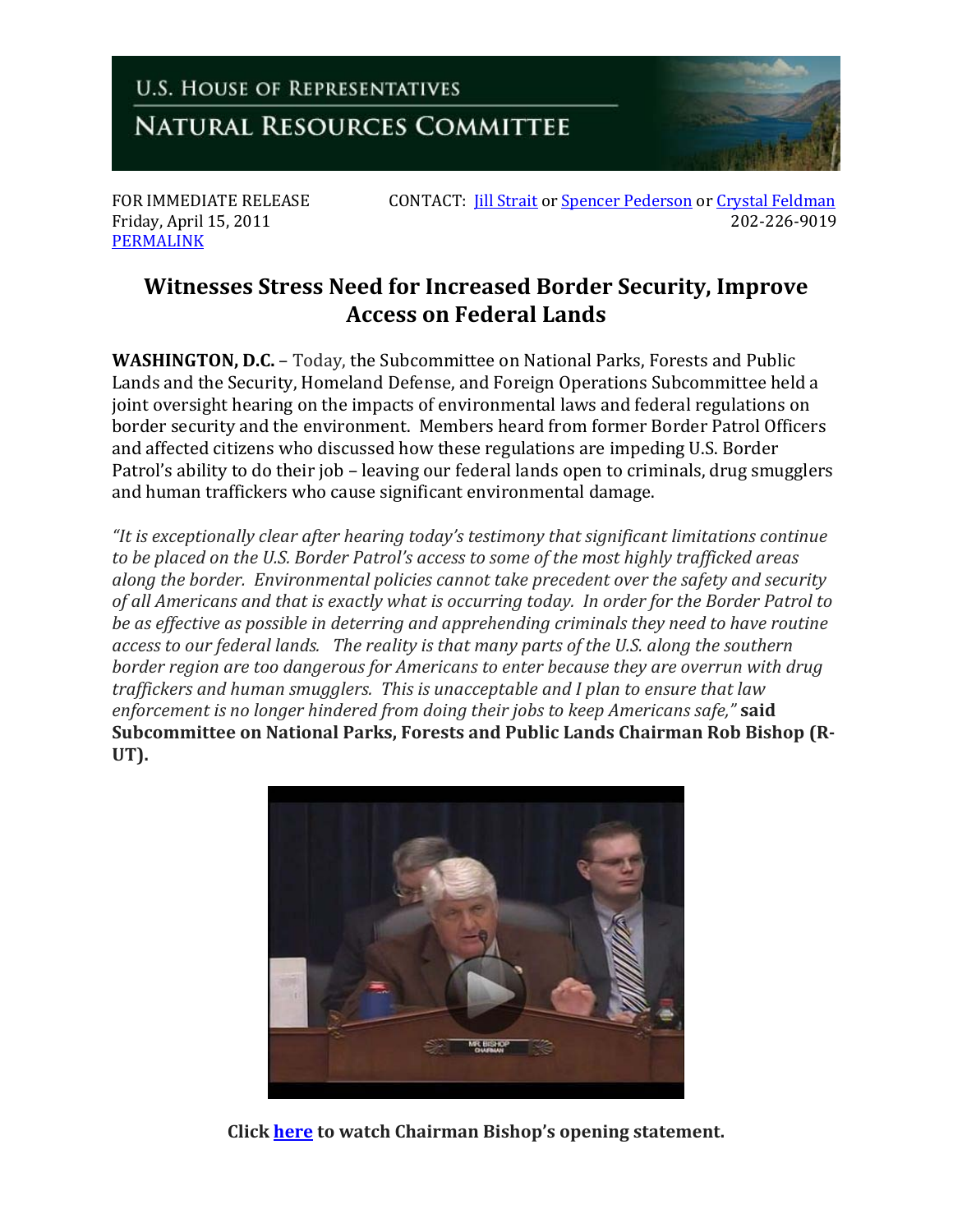U.S. House of Representatives

Natural Resources Committee

FOR IMMEDIATE RELEASE
Friday, April 15, 2011
PERMALINK

CONTACT: Jill Strait or Spencer Pederson or Crystal Feldman
202-226-9019

# Witnesses Stress Need for Increased Border Security, Improve Access on Federal Lands

**WASHINGTON, D.C.** – Today, the Subcommittee on National Parks, Forests and Public Lands and the Security, Homeland Defense, and Foreign Operations Subcommittee held a joint oversight hearing on the impacts of environmental laws and federal regulations on border security and the environment. Members heard from former Border Patrol Officers and affected citizens who discussed how these regulations are impeding U.S. Border Patrol's ability to do their job – leaving our federal lands open to criminals, drug smugglers and human traffickers who cause significant environmental damage.

*"It is exceptionally clear after hearing today's testimony that significant limitations continue to be placed on the U.S. Border Patrol's access to some of the most highly trafficked areas along the border. Environmental policies cannot take precedent over the safety and security of all Americans and that is exactly what is occurring today. In order for the Border Patrol to be as effective as possible in deterring and apprehending criminals they need to have routine access to our federal lands. The reality is that many parts of the U.S. along the southern border region are too dangerous for Americans to enter because they are overrun with drug traffickers and human smugglers. This is unacceptable and I plan to ensure that law enforcement is no longer hindered from doing their jobs to keep Americans safe,"* **said Subcommittee on National Parks, Forests and Public Lands Chairman Rob Bishop (R-UT).**

**Click here to watch Chairman Bishop's opening statement.**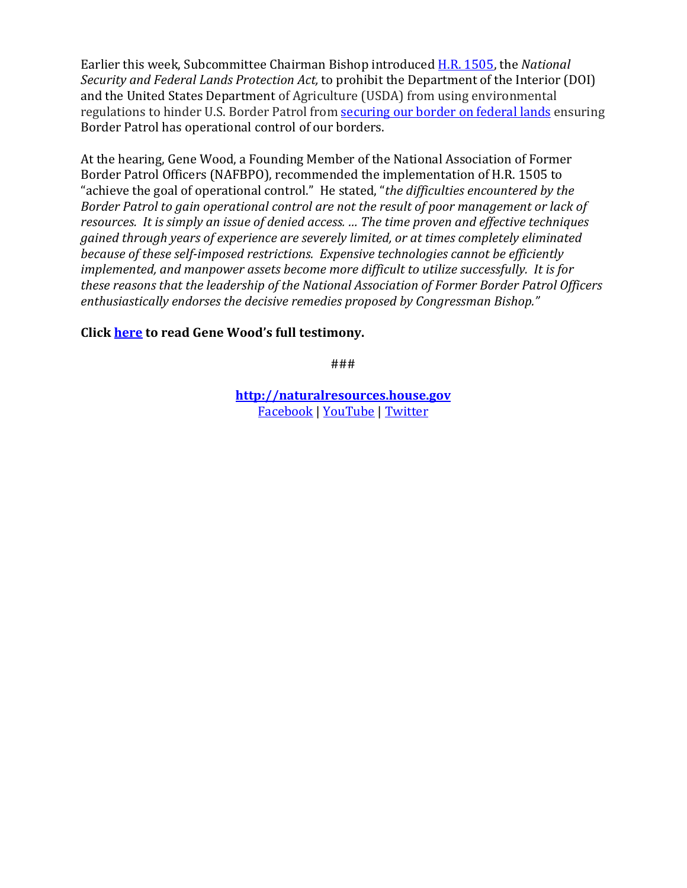Earlier this week, Subcommittee Chairman Bishop introduced [H.R. 1505](), the *National Security and Federal Lands Protection Act,* to prohibit the Department of the Interior (DOI) and the United States Department of Agriculture (USDA) from using environmental regulations to hinder U.S. Border Patrol from [securing our border on federal lands]() ensuring Border Patrol has operational control of our borders.

At the hearing, Gene Wood, a Founding Member of the National Association of Former Border Patrol Officers (NAFBPO), recommended the implementation of H.R. 1505 to "achieve the goal of operational control." He stated, "*the difficulties encountered by the Border Patrol to gain operational control are not the result of poor management or lack of resources. It is simply an issue of denied access. … The time proven and effective techniques gained through years of experience are severely limited, or at times completely eliminated because of these self-imposed restrictions. Expensive technologies cannot be efficiently implemented, and manpower assets become more difficult to utilize successfully. It is for these reasons that the leadership of the National Association of Former Border Patrol Officers enthusiastically endorses the decisive remedies proposed by Congressman Bishop.*"

**Click [here]() to read Gene Wood's full testimony.**

###

**[http://naturalresources.house.gov](http://naturalresources.house.gov)**
[Facebook]() | [YouTube]() | [Twitter]()